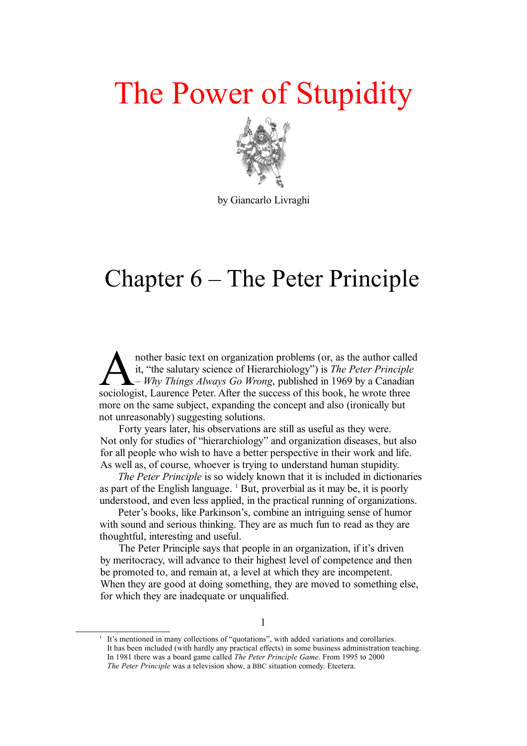# The Power of Stupidity

by Giancarlo Livraghi

## Chapter 6 – The Peter Principle

Another basic text on organization problems (or, as the author called it, "the salutary science of Hierarchiology") is *The Peter Principle – Why Things Always Go Wrong*, published in 1969 by a Canadian sociologist, Laurence Peter. After the success of this book, he wrote three more on the same subject, expanding the concept and also (ironically but not unreasonably) suggesting solutions.

Forty years later, his observations are still as useful as they were. Not only for studies of "hierarchiology" and organization diseases, but also for all people who wish to have a better perspective in their work and life. As well as, of course, whoever is trying to understand human stupidity.

*The Peter Principle* is so widely known that it is included in dictionaries as part of the English language. [1] But, proverbial as it may be, it is poorly understood, and even less applied, in the practical running of organizations.

Peter's books, like Parkinson's, combine an intriguing sense of humor with sound and serious thinking. They are as much fun to read as they are thoughtful, interesting and useful.

The Peter Principle says that people in an organization, if it's driven by meritocracy, will advance to their highest level of competence and then be promoted to, and remain at, a level at which they are incompetent. When they are good at doing something, they are moved to something else, for which they are inadequate or unqualified.

---

[1] It's mentioned in many collections of "quotations", with added variations and corollaries. It has been included (with hardly any practical effects) in some business administration teaching. In 1981 there was a board game called *The Peter Principle Game*. From 1995 to 2000 *The Peter Principle* was a television show, a BBC situation comedy. Etcetera.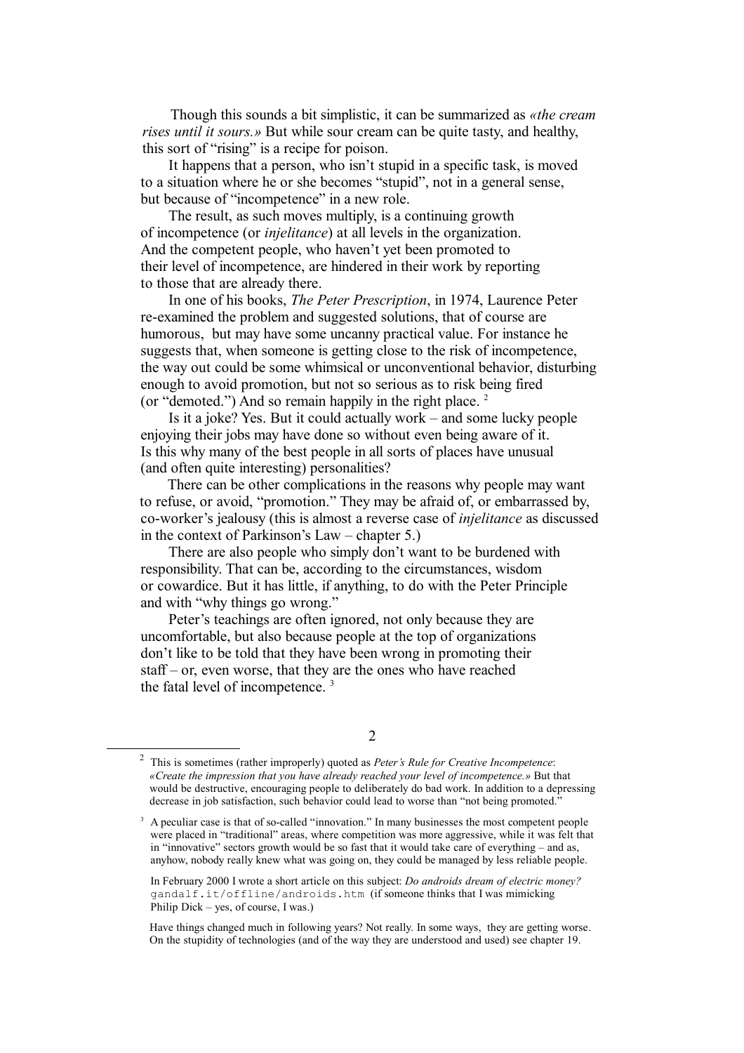Though this sounds a bit simplistic, it can be summarized as *«the cream rises until it sours.»* But while sour cream can be quite tasty, and healthy, this sort of "rising" is a recipe for poison.

It happens that a person, who isn't stupid in a specific task, is moved to a situation where he or she becomes "stupid", not in a general sense, but because of "incompetence" in a new role.

The result, as such moves multiply, is a continuing growth of incompetence (or *injelitance*) at all levels in the organization. And the competent people, who haven't yet been promoted to their level of incompetence, are hindered in their work by reporting to those that are already there.

In one of his books, *The Peter Prescription*, in 1974, Laurence Peter re-examined the problem and suggested solutions, that of course are humorous, but may have some uncanny practical value. For instance he suggests that, when someone is getting close to the risk of incompetence, the way out could be some whimsical or unconventional behavior, disturbing enough to avoid promotion, but not so serious as to risk being fired (or "demoted.") And so remain happily in the right place. [2]

Is it a joke? Yes. But it could actually work – and some lucky people enjoying their jobs may have done so without even being aware of it. Is this why many of the best people in all sorts of places have unusual (and often quite interesting) personalities?

There can be other complications in the reasons why people may want to refuse, or avoid, "promotion." They may be afraid of, or embarrassed by, co-worker's jealousy (this is almost a reverse case of *injelitance* as discussed in the context of Parkinson's Law – chapter 5.)

There are also people who simply don't want to be burdened with responsibility. That can be, according to the circumstances, wisdom or cowardice. But it has little, if anything, to do with the Peter Principle and with "why things go wrong."

Peter's teachings are often ignored, not only because they are uncomfortable, but also because people at the top of organizations don't like to be told that they have been wrong in promoting their staff – or, even worse, that they are the ones who have reached the fatal level of incompetence. [3]

---

[2] This is sometimes (rather improperly) quoted as *Peter's Rule for Creative Incompetence*: *«Create the impression that you have already reached your level of incompetence.»* But that would be destructive, encouraging people to deliberately do bad work. In addition to a depressing decrease in job satisfaction, such behavior could lead to worse than "not being promoted."

[3] A peculiar case is that of so-called "innovation." In many businesses the most competent people were placed in "traditional" areas, where competition was more aggressive, while it was felt that in "innovative" sectors growth would be so fast that it would take care of everything – and as, anyhow, nobody really knew what was going on, they could be managed by less reliable people.

In February 2000 I wrote a short article on this subject: *Do androids dream of electric money?* `gandalf.it/offline/androids.htm` (if someone thinks that I was mimicking Philip Dick – yes, of course, I was.)

Have things changed much in following years? Not really. In some ways, they are getting worse. On the stupidity of technologies (and of the way they are understood and used) see chapter 19.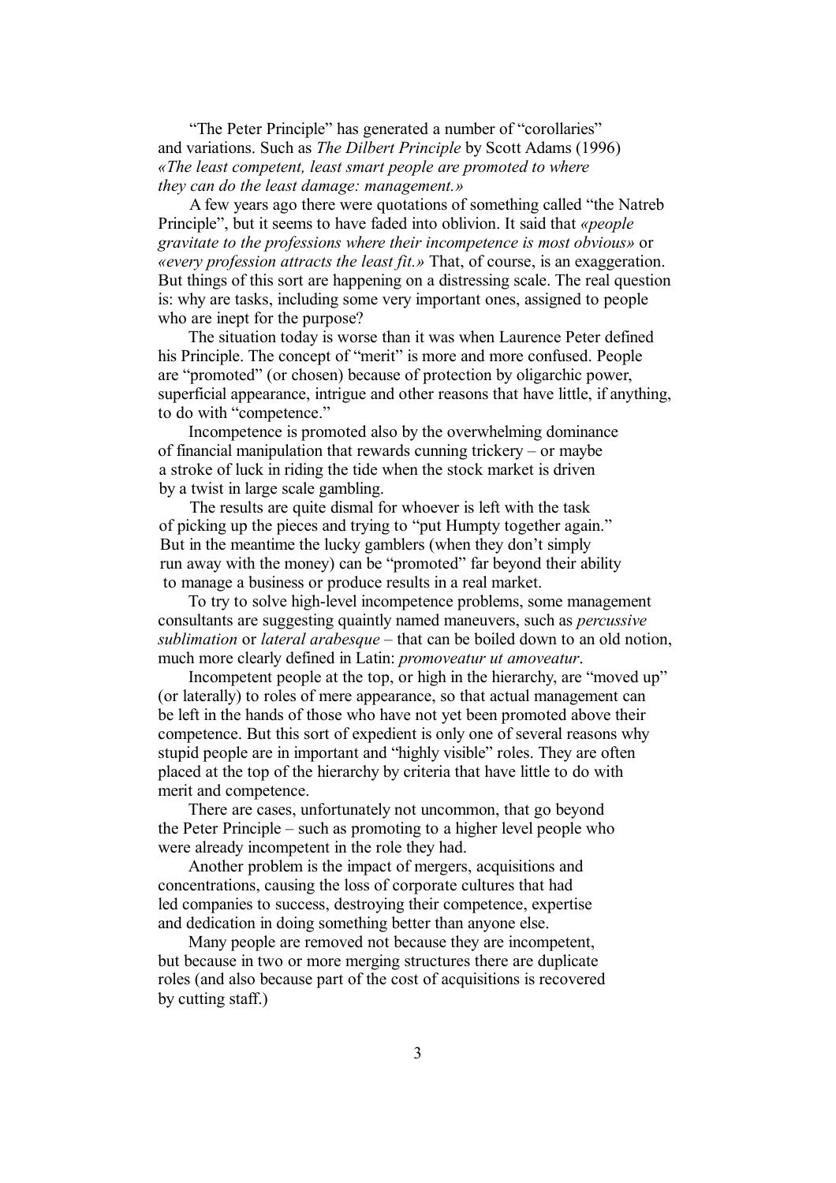"The Peter Principle" has generated a number of "corollaries" and variations. Such as *The Dilbert Principle* by Scott Adams (1996) *«The least competent, least smart people are promoted to where they can do the least damage: management.»*

A few years ago there were quotations of something called "the Natreb Principle", but it seems to have faded into oblivion. It said that *«people gravitate to the professions where their incompetence is most obvious»* or *«every profession attracts the least fit.»* That, of course, is an exaggeration. But things of this sort are happening on a distressing scale. The real question is: why are tasks, including some very important ones, assigned to people who are inept for the purpose?

The situation today is worse than it was when Laurence Peter defined his Principle. The concept of "merit" is more and more confused. People are "promoted" (or chosen) because of protection by oligarchic power, superficial appearance, intrigue and other reasons that have little, if anything, to do with "competence."

Incompetence is promoted also by the overwhelming dominance of financial manipulation that rewards cunning trickery – or maybe a stroke of luck in riding the tide when the stock market is driven by a twist in large scale gambling.

The results are quite dismal for whoever is left with the task of picking up the pieces and trying to "put Humpty together again." But in the meantime the lucky gamblers (when they don't simply run away with the money) can be "promoted" far beyond their ability to manage a business or produce results in a real market.

To try to solve high-level incompetence problems, some management consultants are suggesting quaintly named maneuvers, such as *percussive sublimation* or *lateral arabesque* – that can be boiled down to an old notion, much more clearly defined in Latin: *promoveatur ut amoveatur*.

Incompetent people at the top, or high in the hierarchy, are "moved up" (or laterally) to roles of mere appearance, so that actual management can be left in the hands of those who have not yet been promoted above their competence. But this sort of expedient is only one of several reasons why stupid people are in important and "highly visible" roles. They are often placed at the top of the hierarchy by criteria that have little to do with merit and competence.

There are cases, unfortunately not uncommon, that go beyond the Peter Principle – such as promoting to a higher level people who were already incompetent in the role they had.

Another problem is the impact of mergers, acquisitions and concentrations, causing the loss of corporate cultures that had led companies to success, destroying their competence, expertise and dedication in doing something better than anyone else.

Many people are removed not because they are incompetent, but because in two or more merging structures there are duplicate roles (and also because part of the cost of acquisitions is recovered by cutting staff.)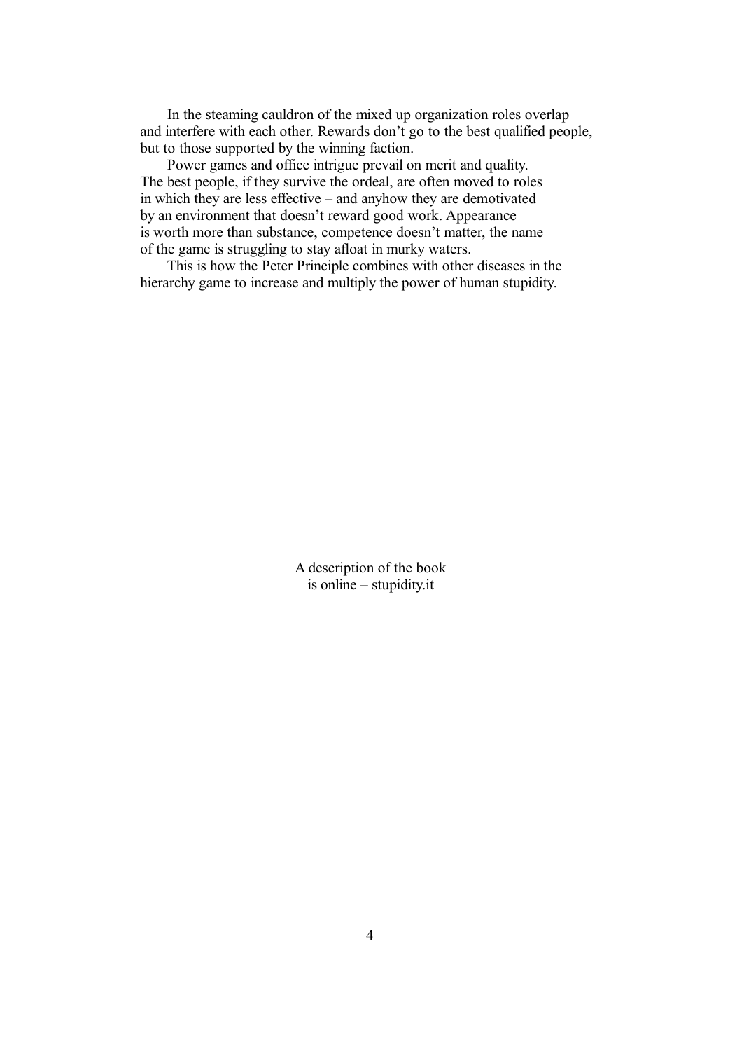In the steaming cauldron of the mixed up organization roles overlap and interfere with each other. Rewards don't go to the best qualified people, but to those supported by the winning faction.

Power games and office intrigue prevail on merit and quality. The best people, if they survive the ordeal, are often moved to roles in which they are less effective – and anyhow they are demotivated by an environment that doesn't reward good work. Appearance is worth more than substance, competence doesn't matter, the name of the game is struggling to stay afloat in murky waters.

This is how the Peter Principle combines with other diseases in the hierarchy game to increase and multiply the power of human stupidity.

A description of the book
is online – stupidity.it